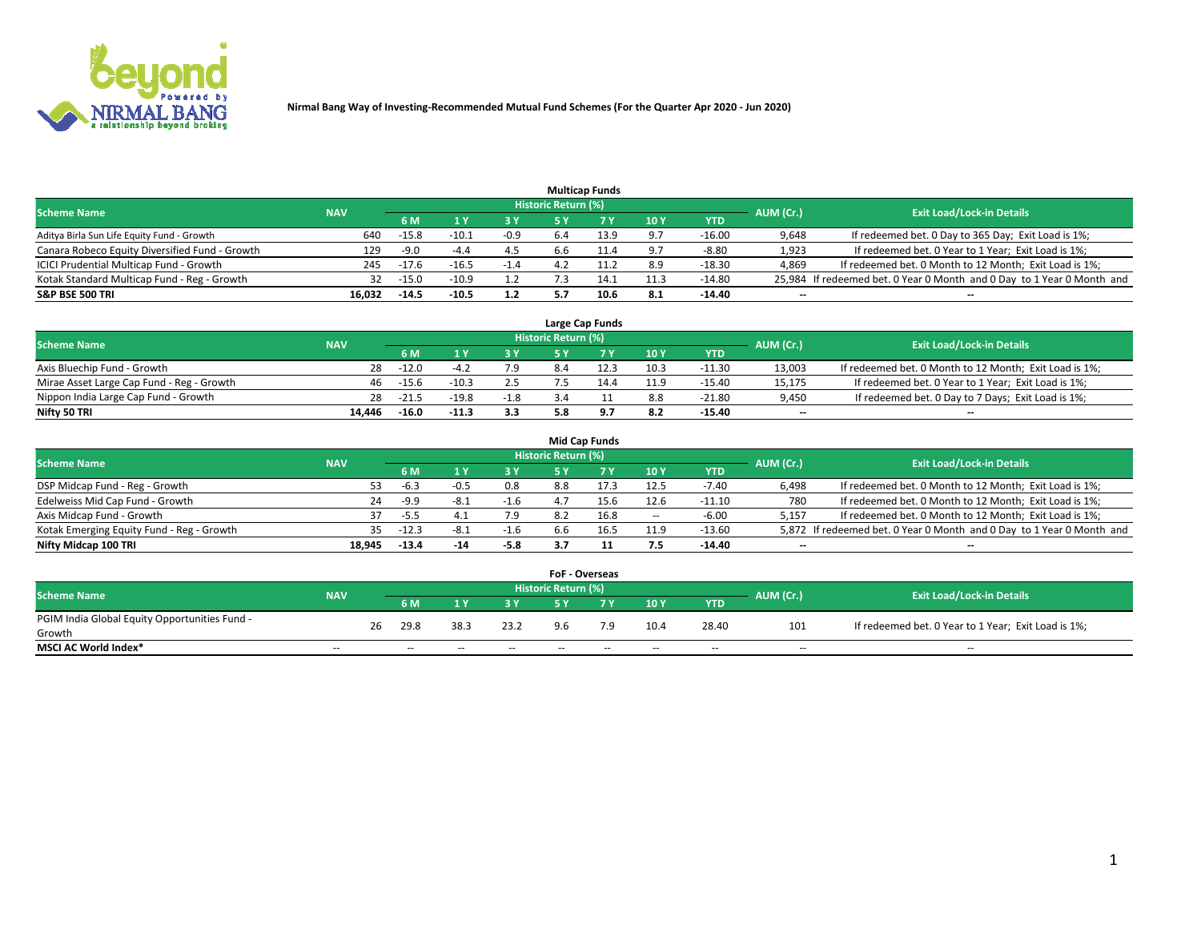**Nirmal Bang Way of Investing-Recommended Mutual Fund Schemes (For the Quarter Apr 2020 - Jun 2020)**

### Multicap Funds

| Scheme Name | NAV | Historic Return (%) | | | | | | | AUM (Cr.) | Exit Load/Lock-in Details |
|---|---|---|---|---|---|---|---|---|---|---|
| | | 6 M | 1 Y | 3 Y | 5 Y | 7 Y | 10 Y | YTD | | |
| Aditya Birla Sun Life Equity Fund - Growth | 640 | -15.8 | -10.1 | -0.9 | 6.4 | 13.9 | 9.7 | -16.00 | 9,648 | If redeemed bet. 0 Day to 365 Day; Exit Load is 1%; |
| Canara Robeco Equity Diversified Fund - Growth | 129 | -9.0 | -4.4 | 4.5 | 6.6 | 11.4 | 9.7 | -8.80 | 1,923 | If redeemed bet. 0 Year to 1 Year; Exit Load is 1%; |
| ICICI Prudential Multicap Fund - Growth | 245 | -17.6 | -16.5 | -1.4 | 4.2 | 11.2 | 8.9 | -18.30 | 4,869 | If redeemed bet. 0 Month to 12 Month; Exit Load is 1%; |
| Kotak Standard Multicap Fund - Reg - Growth | 32 | -15.0 | -10.9 | 1.2 | 7.3 | 14.1 | 11.3 | -14.80 | 25,984 | If redeemed bet. 0 Year 0 Month and 0 Day to 1 Year 0 Month and |
| **S&P BSE 500 TRI** | **16,032** | **-14.5** | **-10.5** | **1.2** | **5.7** | **10.6** | **8.1** | **-14.40** | **--** | **--** |

### Large Cap Funds

| Scheme Name | NAV | Historic Return (%) | | | | | | | AUM (Cr.) | Exit Load/Lock-in Details |
|---|---|---|---|---|---|---|---|---|---|---|
| | | 6 M | 1 Y | 3 Y | 5 Y | 7 Y | 10 Y | YTD | | |
| Axis Bluechip Fund - Growth | 28 | -12.0 | -4.2 | 7.9 | 8.4 | 12.3 | 10.3 | -11.30 | 13,003 | If redeemed bet. 0 Month to 12 Month; Exit Load is 1%; |
| Mirae Asset Large Cap Fund - Reg - Growth | 46 | -15.6 | -10.3 | 2.5 | 7.5 | 14.4 | 11.9 | -15.40 | 15,175 | If redeemed bet. 0 Year to 1 Year; Exit Load is 1%; |
| Nippon India Large Cap Fund - Growth | 28 | -21.5 | -19.8 | -1.8 | 3.4 | 11 | 8.8 | -21.80 | 9,450 | If redeemed bet. 0 Day to 7 Days; Exit Load is 1%; |
| **Nifty 50 TRI** | **14,446** | **-16.0** | **-11.3** | **3.3** | **5.8** | **9.7** | **8.2** | **-15.40** | **--** | **--** |

### Mid Cap Funds

| Scheme Name | NAV | Historic Return (%) | | | | | | | AUM (Cr.) | Exit Load/Lock-in Details |
|---|---|---|---|---|---|---|---|---|---|---|
| | | 6 M | 1 Y | 3 Y | 5 Y | 7 Y | 10 Y | YTD | | |
| DSP Midcap Fund - Reg - Growth | 53 | -6.3 | -0.5 | 0.8 | 8.8 | 17.3 | 12.5 | -7.40 | 6,498 | If redeemed bet. 0 Month to 12 Month; Exit Load is 1%; |
| Edelweiss Mid Cap Fund - Growth | 24 | -9.9 | -8.1 | -1.6 | 4.7 | 15.6 | 12.6 | -11.10 | 780 | If redeemed bet. 0 Month to 12 Month; Exit Load is 1%; |
| Axis Midcap Fund - Growth | 37 | -5.5 | 4.1 | 7.9 | 8.2 | 16.8 | -- | -6.00 | 5,157 | If redeemed bet. 0 Month to 12 Month; Exit Load is 1%; |
| Kotak Emerging Equity Fund - Reg - Growth | 35 | -12.3 | -8.1 | -1.6 | 6.6 | 16.5 | 11.9 | -13.60 | 5,872 | If redeemed bet. 0 Year 0 Month and 0 Day to 1 Year 0 Month and |
| **Nifty Midcap 100 TRI** | **18,945** | **-13.4** | **-14** | **-5.8** | **3.7** | **11** | **7.5** | **-14.40** | **--** | **--** |

### FoF - Overseas

| Scheme Name | NAV | Historic Return (%) | | | | | | | AUM (Cr.) | Exit Load/Lock-in Details |
|---|---|---|---|---|---|---|---|---|---|---|
| | | 6 M | 1 Y | 3 Y | 5 Y | 7 Y | 10 Y | YTD | | |
| PGIM India Global Equity Opportunities Fund - Growth | 26 | 29.8 | 38.3 | 23.2 | 9.6 | 7.9 | 10.4 | 28.40 | 101 | If redeemed bet. 0 Year to 1 Year; Exit Load is 1%; |
| **MSCI AC World Index*** | -- | -- | -- | -- | -- | -- | -- | -- | -- | -- |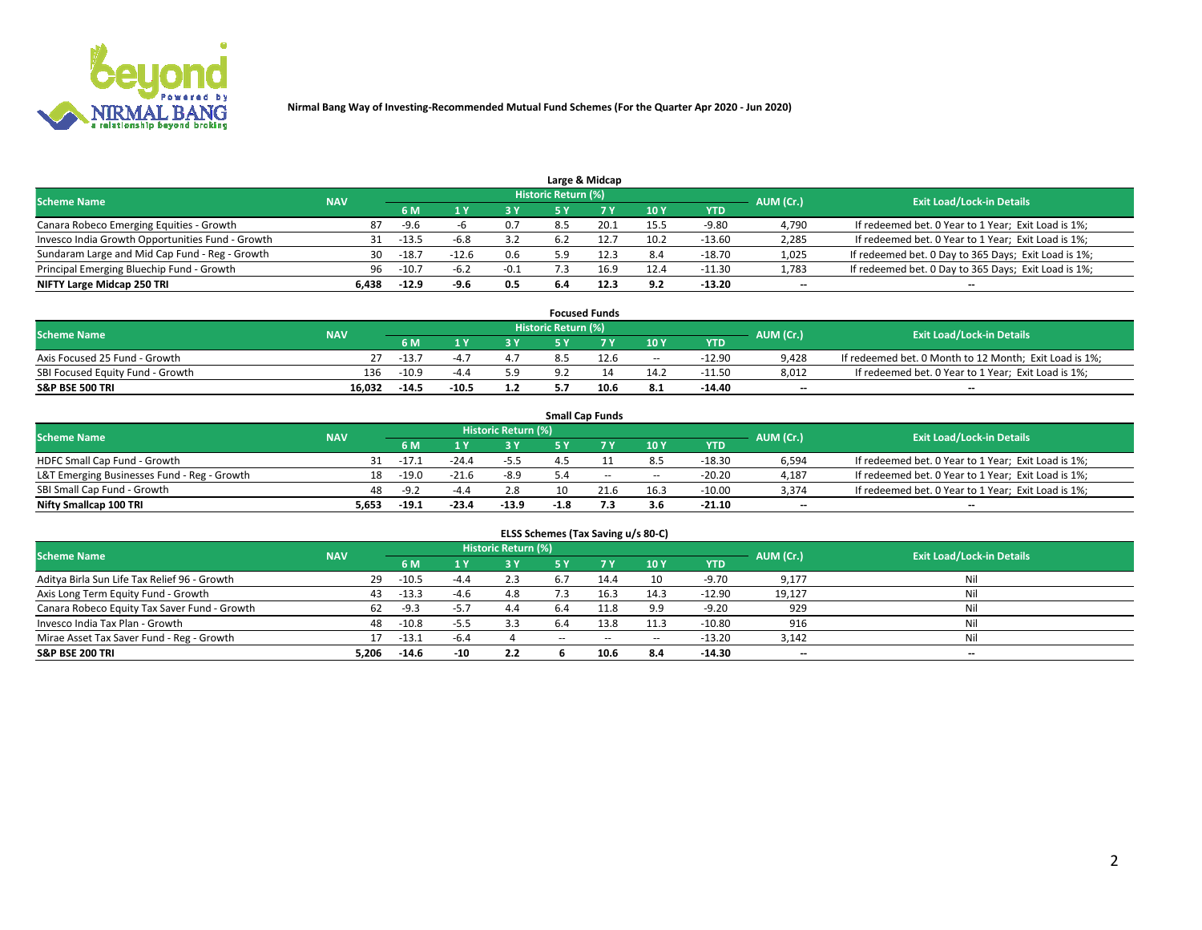Nirmal Bang Way of Investing-Recommended Mutual Fund Schemes (For the Quarter Apr 2020 - Jun 2020)

### Large & Midcap

| Scheme Name | NAV | Historic Return (%) | | | | | | | AUM (Cr.) | Exit Load/Lock-in Details |
|---|---|---|---|---|---|---|---|---|---|---|
| | | 6 M | 1 Y | 3 Y | 5 Y | 7 Y | 10 Y | YTD | | |
| Canara Robeco Emerging Equities - Growth | 87 | -9.6 | -6 | 0.7 | 8.5 | 20.1 | 15.5 | -9.80 | 4,790 | If redeemed bet. 0 Year to 1 Year; Exit Load is 1%; |
| Invesco India Growth Opportunities Fund - Growth | 31 | -13.5 | -6.8 | 3.2 | 6.2 | 12.7 | 10.2 | -13.60 | 2,285 | If redeemed bet. 0 Year to 1 Year; Exit Load is 1%; |
| Sundaram Large and Mid Cap Fund - Reg - Growth | 30 | -18.7 | -12.6 | 0.6 | 5.9 | 12.3 | 8.4 | -18.70 | 1,025 | If redeemed bet. 0 Day to 365 Days; Exit Load is 1%; |
| Principal Emerging Bluechip Fund - Growth | 96 | -10.7 | -6.2 | -0.1 | 7.3 | 16.9 | 12.4 | -11.30 | 1,783 | If redeemed bet. 0 Day to 365 Days; Exit Load is 1%; |
| **NIFTY Large Midcap 250 TRI** | **6,438** | **-12.9** | **-9.6** | **0.5** | **6.4** | **12.3** | **9.2** | **-13.20** | **--** | **--** |

### Focused Funds

| Scheme Name | NAV | Historic Return (%) | | | | | | | AUM (Cr.) | Exit Load/Lock-in Details |
|---|---|---|---|---|---|---|---|---|---|---|
| | | 6 M | 1 Y | 3 Y | 5 Y | 7 Y | 10 Y | YTD | | |
| Axis Focused 25 Fund - Growth | 27 | -13.7 | -4.7 | 4.7 | 8.5 | 12.6 | -- | -12.90 | 9,428 | If redeemed bet. 0 Month to 12 Month; Exit Load is 1%; |
| SBI Focused Equity Fund - Growth | 136 | -10.9 | -4.4 | 5.9 | 9.2 | 14 | 14.2 | -11.50 | 8,012 | If redeemed bet. 0 Year to 1 Year; Exit Load is 1%; |
| **S&P BSE 500 TRI** | **16,032** | **-14.5** | **-10.5** | **1.2** | **5.7** | **10.6** | **8.1** | **-14.40** | **--** | **--** |

### Small Cap Funds

| Scheme Name | NAV | Historic Return (%) | | | | | | | AUM (Cr.) | Exit Load/Lock-in Details |
|---|---|---|---|---|---|---|---|---|---|---|
| | | 6 M | 1 Y | 3 Y | 5 Y | 7 Y | 10 Y | YTD | | |
| HDFC Small Cap Fund - Growth | 31 | -17.1 | -24.4 | -5.5 | 4.5 | 11 | 8.5 | -18.30 | 6,594 | If redeemed bet. 0 Year to 1 Year; Exit Load is 1%; |
| L&T Emerging Businesses Fund - Reg - Growth | 18 | -19.0 | -21.6 | -8.9 | 5.4 | -- | -- | -20.20 | 4,187 | If redeemed bet. 0 Year to 1 Year; Exit Load is 1%; |
| SBI Small Cap Fund - Growth | 48 | -9.2 | -4.4 | 2.8 | 10 | 21.6 | 16.3 | -10.00 | 3,374 | If redeemed bet. 0 Year to 1 Year; Exit Load is 1%; |
| **Nifty Smallcap 100 TRI** | **5,653** | **-19.1** | **-23.4** | **-13.9** | **-1.8** | **7.3** | **3.6** | **-21.10** | **--** | **--** |

### ELSS Schemes (Tax Saving u/s 80-C)

| Scheme Name | NAV | Historic Return (%) | | | | | | | AUM (Cr.) | Exit Load/Lock-in Details |
|---|---|---|---|---|---|---|---|---|---|---|
| | | 6 M | 1 Y | 3 Y | 5 Y | 7 Y | 10 Y | YTD | | |
| Aditya Birla Sun Life Tax Relief 96 - Growth | 29 | -10.5 | -4.4 | 2.3 | 6.7 | 14.4 | 10 | -9.70 | 9,177 | Nil |
| Axis Long Term Equity Fund - Growth | 43 | -13.3 | -4.6 | 4.8 | 7.3 | 16.3 | 14.3 | -12.90 | 19,127 | Nil |
| Canara Robeco Equity Tax Saver Fund - Growth | 62 | -9.3 | -5.7 | 4.4 | 6.4 | 11.8 | 9.9 | -9.20 | 929 | Nil |
| Invesco India Tax Plan - Growth | 48 | -10.8 | -5.5 | 3.3 | 6.4 | 13.8 | 11.3 | -10.80 | 916 | Nil |
| Mirae Asset Tax Saver Fund - Reg - Growth | 17 | -13.1 | -6.4 | 4 | -- | -- | -- | -13.20 | 3,142 | Nil |
| **S&P BSE 200 TRI** | **5,206** | **-14.6** | **-10** | **2.2** | **6** | **10.6** | **8.4** | **-14.30** | **--** | **--** |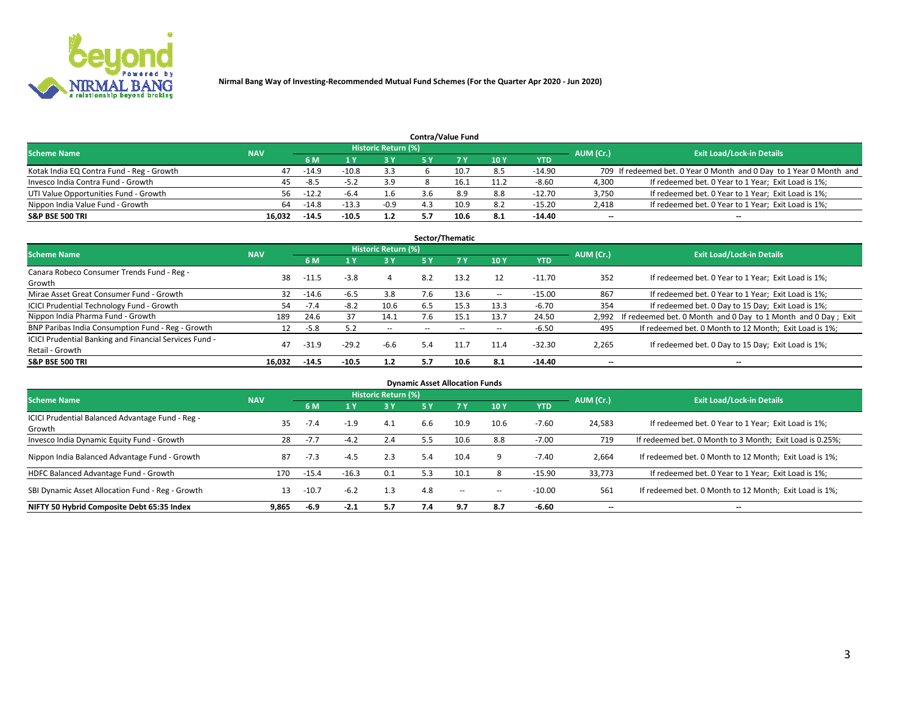Nirmal Bang Way of Investing-Recommended Mutual Fund Schemes (For the Quarter Apr 2020 - Jun 2020)

## Contra/Value Fund

| Scheme Name | NAV | Historic Return (%) | | | | | | | AUM (Cr.) | Exit Load/Lock-in Details |
|---|---|---|---|---|---|---|---|---|---|---|
| | | 6 M | 1 Y | 3 Y | 5 Y | 7 Y | 10 Y | YTD | | |
| Kotak India EQ Contra Fund - Reg - Growth | 47 | -14.9 | -10.8 | 3.3 | 6 | 10.7 | 8.5 | -14.90 | 709 | If redeemed bet. 0 Year 0 Month and 0 Day to 1 Year 0 Month and |
| Invesco India Contra Fund - Growth | 45 | -8.5 | -5.2 | 3.9 | 8 | 16.1 | 11.2 | -8.60 | 4,300 | If redeemed bet. 0 Year to 1 Year; Exit Load is 1%; |
| UTI Value Opportunities Fund - Growth | 56 | -12.2 | -6.4 | 1.6 | 3.6 | 8.9 | 8.8 | -12.70 | 3,750 | If redeemed bet. 0 Year to 1 Year; Exit Load is 1%; |
| Nippon India Value Fund - Growth | 64 | -14.8 | -13.3 | -0.9 | 4.3 | 10.9 | 8.2 | -15.20 | 2,418 | If redeemed bet. 0 Year to 1 Year; Exit Load is 1%; |
| **S&P BSE 500 TRI** | **16,032** | **-14.5** | **-10.5** | **1.2** | **5.7** | **10.6** | **8.1** | **-14.40** | -- | -- |

## Sector/Thematic

| Scheme Name | NAV | Historic Return (%) | | | | | | | AUM (Cr.) | Exit Load/Lock-in Details |
|---|---|---|---|---|---|---|---|---|---|---|
| | | 6 M | 1 Y | 3 Y | 5 Y | 7 Y | 10 Y | YTD | | |
| Canara Robeco Consumer Trends Fund - Reg - Growth | 38 | -11.5 | -3.8 | 4 | 8.2 | 13.2 | 12 | -11.70 | 352 | If redeemed bet. 0 Year to 1 Year; Exit Load is 1%; |
| Mirae Asset Great Consumer Fund - Growth | 32 | -14.6 | -6.5 | 3.8 | 7.6 | 13.6 | -- | -15.00 | 867 | If redeemed bet. 0 Year to 1 Year; Exit Load is 1%; |
| ICICI Prudential Technology Fund - Growth | 54 | -7.4 | -8.2 | 10.6 | 6.5 | 15.3 | 13.3 | -6.70 | 354 | If redeemed bet. 0 Day to 15 Day; Exit Load is 1%; |
| Nippon India Pharma Fund - Growth | 189 | 24.6 | 37 | 14.1 | 7.6 | 15.1 | 13.7 | 24.50 | 2,992 | If redeemed bet. 0 Month and 0 Day to 1 Month and 0 Day ; Exit |
| BNP Paribas India Consumption Fund - Reg - Growth | 12 | -5.8 | 5.2 | -- | -- | -- | -- | -6.50 | 495 | If redeemed bet. 0 Month to 12 Month; Exit Load is 1%; |
| ICICI Prudential Banking and Financial Services Fund - Retail - Growth | 47 | -31.9 | -29.2 | -6.6 | 5.4 | 11.7 | 11.4 | -32.30 | 2,265 | If redeemed bet. 0 Day to 15 Day; Exit Load is 1%; |
| **S&P BSE 500 TRI** | **16,032** | **-14.5** | **-10.5** | **1.2** | **5.7** | **10.6** | **8.1** | **-14.40** | -- | -- |

## Dynamic Asset Allocation Funds

| Scheme Name | NAV | Historic Return (%) | | | | | | | AUM (Cr.) | Exit Load/Lock-in Details |
|---|---|---|---|---|---|---|---|---|---|---|
| | | 6 M | 1 Y | 3 Y | 5 Y | 7 Y | 10 Y | YTD | | |
| ICICI Prudential Balanced Advantage Fund - Reg - Growth | 35 | -7.4 | -1.9 | 4.1 | 6.6 | 10.9 | 10.6 | -7.60 | 24,583 | If redeemed bet. 0 Year to 1 Year; Exit Load is 1%; |
| Invesco India Dynamic Equity Fund - Growth | 28 | -7.7 | -4.2 | 2.4 | 5.5 | 10.6 | 8.8 | -7.00 | 719 | If redeemed bet. 0 Month to 3 Month; Exit Load is 0.25%; |
| Nippon India Balanced Advantage Fund - Growth | 87 | -7.3 | -4.5 | 2.3 | 5.4 | 10.4 | 9 | -7.40 | 2,664 | If redeemed bet. 0 Month to 12 Month; Exit Load is 1%; |
| HDFC Balanced Advantage Fund - Growth | 170 | -15.4 | -16.3 | 0.1 | 5.3 | 10.1 | 8 | -15.90 | 33,773 | If redeemed bet. 0 Year to 1 Year; Exit Load is 1%; |
| SBI Dynamic Asset Allocation Fund - Reg - Growth | 13 | -10.7 | -6.2 | 1.3 | 4.8 | -- | -- | -10.00 | 561 | If redeemed bet. 0 Month to 12 Month; Exit Load is 1%; |
| **NIFTY 50 Hybrid Composite Debt 65:35 Index** | **9,865** | **-6.9** | **-2.1** | **5.7** | **7.4** | **9.7** | **8.7** | **-6.60** | -- | -- |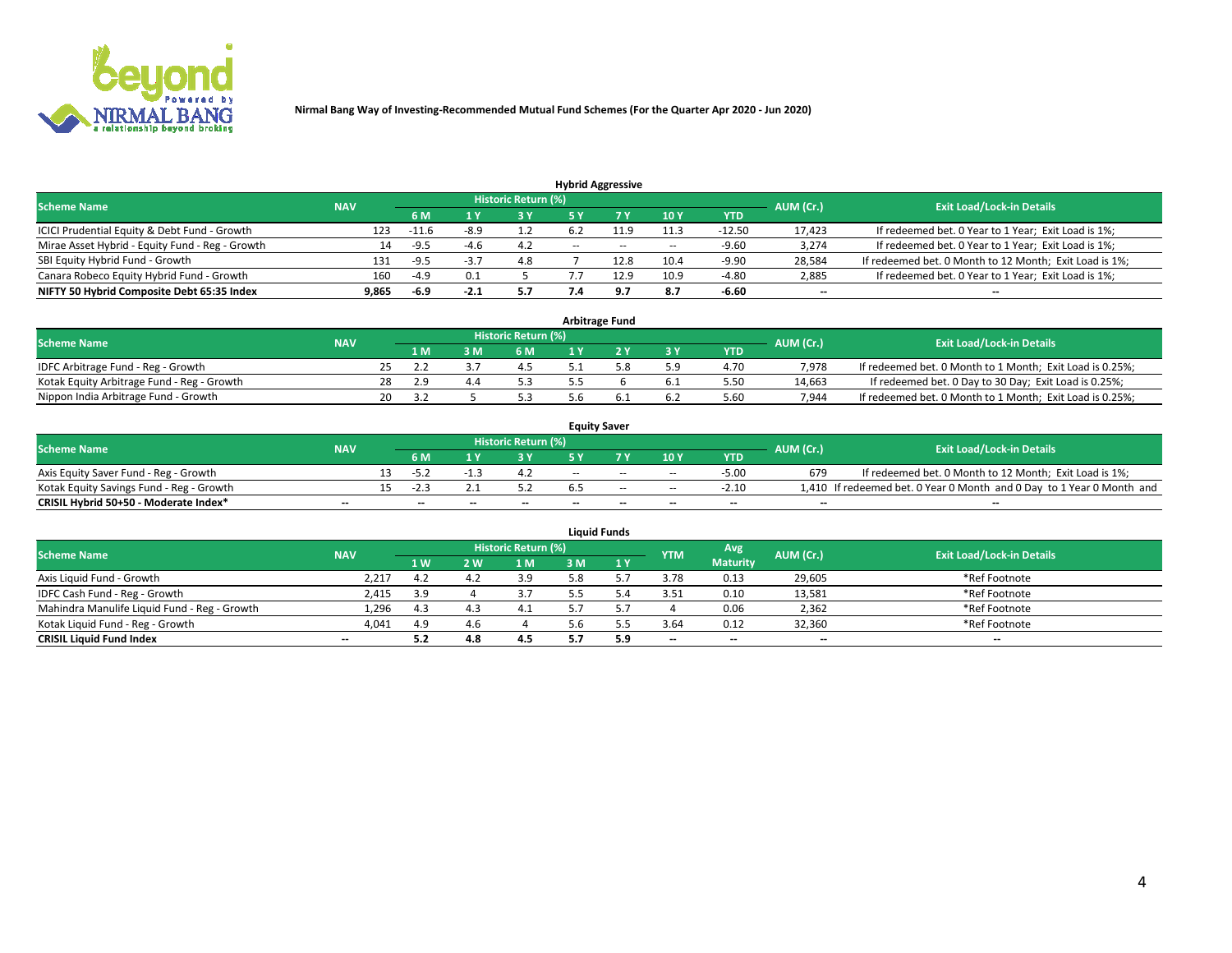**Nirmal Bang Way of Investing-Recommended Mutual Fund Schemes (For the Quarter Apr 2020 - Jun 2020)**

### Hybrid Aggressive

| Scheme Name | NAV | Historic Return (%) | | | | | | | AUM (Cr.) | Exit Load/Lock-in Details |
|---|---|---|---|---|---|---|---|---|---|---|
| | | 6 M | 1 Y | 3 Y | 5 Y | 7 Y | 10 Y | YTD | | |
| ICICI Prudential Equity & Debt Fund - Growth | 123 | -11.6 | -8.9 | 1.2 | 6.2 | 11.9 | 11.3 | -12.50 | 17,423 | If redeemed bet. 0 Year to 1 Year; Exit Load is 1%; |
| Mirae Asset Hybrid - Equity Fund - Reg - Growth | 14 | -9.5 | -4.6 | 4.2 | -- | -- | -- | -9.60 | 3,274 | If redeemed bet. 0 Year to 1 Year; Exit Load is 1%; |
| SBI Equity Hybrid Fund - Growth | 131 | -9.5 | -3.7 | 4.8 | 7 | 12.8 | 10.4 | -9.90 | 28,584 | If redeemed bet. 0 Month to 12 Month; Exit Load is 1%; |
| Canara Robeco Equity Hybrid Fund - Growth | 160 | -4.9 | 0.1 | 5 | 7.7 | 12.9 | 10.9 | -4.80 | 2,885 | If redeemed bet. 0 Year to 1 Year; Exit Load is 1%; |
| **NIFTY 50 Hybrid Composite Debt 65:35 Index** | **9,865** | **-6.9** | **-2.1** | **5.7** | **7.4** | **9.7** | **8.7** | **-6.60** | **--** | **--** |

### Arbitrage Fund

| Scheme Name | NAV | Historic Return (%) | | | | | | | AUM (Cr.) | Exit Load/Lock-in Details |
|---|---|---|---|---|---|---|---|---|---|---|
| | | 1 M | 3 M | 6 M | 1 Y | 2 Y | 3 Y | YTD | | |
| IDFC Arbitrage Fund - Reg - Growth | 25 | 2.2 | 3.7 | 4.5 | 5.1 | 5.8 | 5.9 | 4.70 | 7,978 | If redeemed bet. 0 Month to 1 Month; Exit Load is 0.25%; |
| Kotak Equity Arbitrage Fund - Reg - Growth | 28 | 2.9 | 4.4 | 5.3 | 5.5 | 6 | 6.1 | 5.50 | 14,663 | If redeemed bet. 0 Day to 30 Day; Exit Load is 0.25%; |
| Nippon India Arbitrage Fund - Growth | 20 | 3.2 | 5 | 5.3 | 5.6 | 6.1 | 6.2 | 5.60 | 7,944 | If redeemed bet. 0 Month to 1 Month; Exit Load is 0.25%; |

### Equity Saver

| Scheme Name | NAV | Historic Return (%) | | | | | | | AUM (Cr.) | Exit Load/Lock-in Details |
|---|---|---|---|---|---|---|---|---|---|---|
| | | 6 M | 1 Y | 3 Y | 5 Y | 7 Y | 10 Y | YTD | | |
| Axis Equity Saver Fund - Reg - Growth | 13 | -5.2 | -1.3 | 4.2 | -- | -- | -- | -5.00 | 679 | If redeemed bet. 0 Month to 12 Month; Exit Load is 1%; |
| Kotak Equity Savings Fund - Reg - Growth | 15 | -2.3 | 2.1 | 5.2 | 6.5 | -- | -- | -2.10 | 1,410 | If redeemed bet. 0 Year 0 Month and 0 Day to 1 Year 0 Month and |
| **CRISIL Hybrid 50+50 - Moderate Index*** | **--** | **--** | **--** | **--** | **--** | **--** | **--** | **--** | **--** | **--** |

### Liquid Funds

| Scheme Name | NAV | Historic Return (%) | | | | | YTM | Avg Maturity | AUM (Cr.) | Exit Load/Lock-in Details |
|---|---|---|---|---|---|---|---|---|---|---|
| | | 1 W | 2 W | 1 M | 3 M | 1 Y | | | | |
| Axis Liquid Fund - Growth | 2,217 | 4.2 | 4.2 | 3.9 | 5.8 | 5.7 | 3.78 | 0.13 | 29,605 | *Ref Footnote |
| IDFC Cash Fund - Reg - Growth | 2,415 | 3.9 | 4 | 3.7 | 5.5 | 5.4 | 3.51 | 0.10 | 13,581 | *Ref Footnote |
| Mahindra Manulife Liquid Fund - Reg - Growth | 1,296 | 4.3 | 4.3 | 4.1 | 5.7 | 5.7 | 4 | 0.06 | 2,362 | *Ref Footnote |
| Kotak Liquid Fund - Reg - Growth | 4,041 | 4.9 | 4.6 | 4 | 5.6 | 5.5 | 3.64 | 0.12 | 32,360 | *Ref Footnote |
| **CRISIL Liquid Fund Index** | **--** | **5.2** | **4.8** | **4.5** | **5.7** | **5.9** | **--** | **--** | **--** | **--** |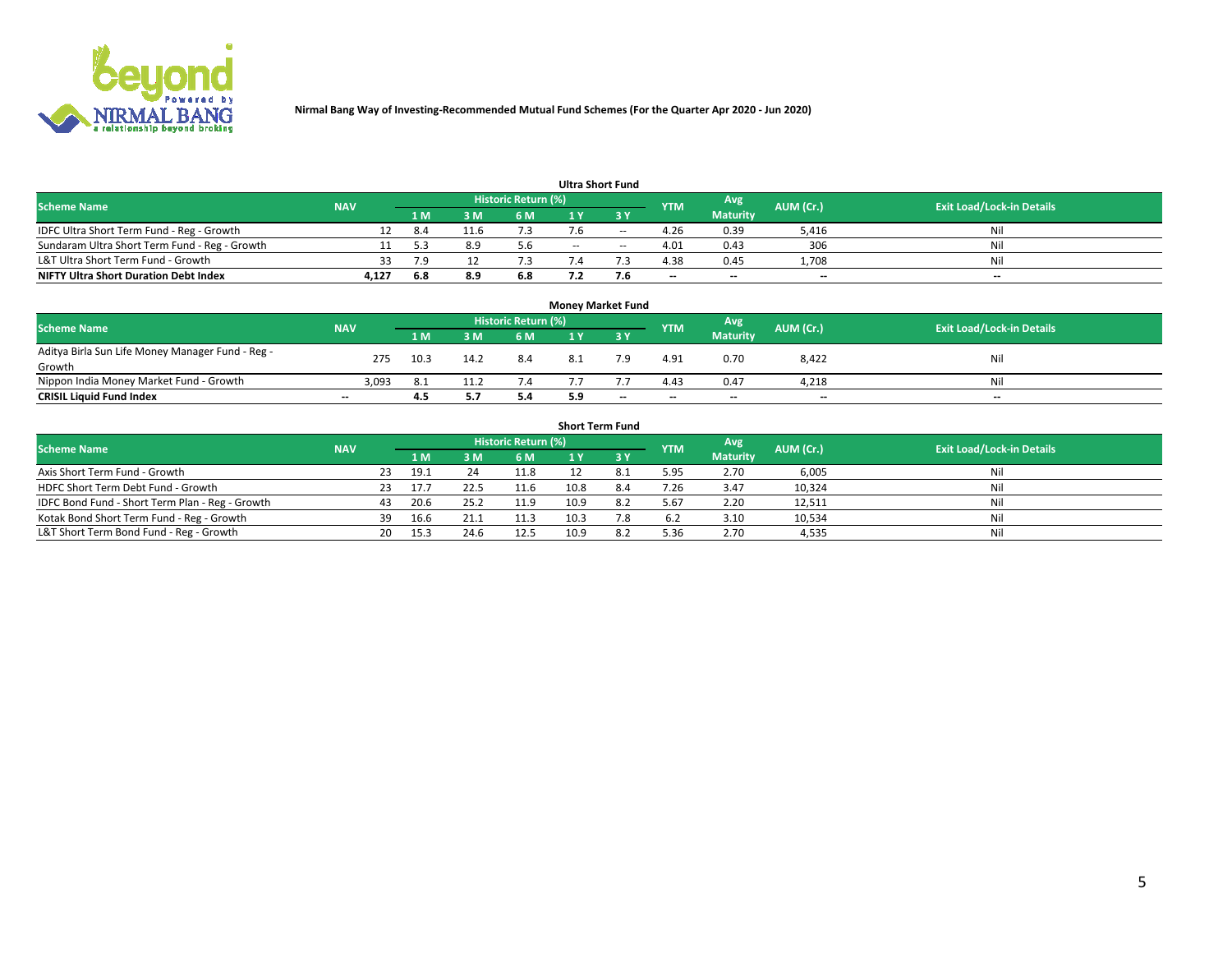Nirmal Bang Way of Investing-Recommended Mutual Fund Schemes (For the Quarter Apr 2020 - Jun 2020)

## Ultra Short Fund

| Scheme Name | NAV | Historic Return (%) | | | | | YTM | Avg Maturity | AUM (Cr.) | Exit Load/Lock-in Details |
|---|---|---|---|---|---|---|---|---|---|---|
| | | 1 M | 3 M | 6 M | 1 Y | 3 Y | | | | |
| IDFC Ultra Short Term Fund - Reg - Growth | 12 | 8.4 | 11.6 | 7.3 | 7.6 | -- | 4.26 | 0.39 | 5,416 | Nil |
| Sundaram Ultra Short Term Fund - Reg - Growth | 11 | 5.3 | 8.9 | 5.6 | -- | -- | 4.01 | 0.43 | 306 | Nil |
| L&T Ultra Short Term Fund - Growth | 33 | 7.9 | 12 | 7.3 | 7.4 | 7.3 | 4.38 | 0.45 | 1,708 | Nil |
| **NIFTY Ultra Short Duration Debt Index** | **4,127** | **6.8** | **8.9** | **6.8** | **7.2** | **7.6** | **--** | **--** | **--** | **--** |

## Money Market Fund

| Scheme Name | NAV | Historic Return (%) | | | | | YTM | Avg Maturity | AUM (Cr.) | Exit Load/Lock-in Details |
|---|---|---|---|---|---|---|---|---|---|---|
| | | 1 M | 3 M | 6 M | 1 Y | 3 Y | | | | |
| Aditya Birla Sun Life Money Manager Fund - Reg - Growth | 275 | 10.3 | 14.2 | 8.4 | 8.1 | 7.9 | 4.91 | 0.70 | 8,422 | Nil |
| Nippon India Money Market Fund - Growth | 3,093 | 8.1 | 11.2 | 7.4 | 7.7 | 7.7 | 4.43 | 0.47 | 4,218 | Nil |
| **CRISIL Liquid Fund Index** | **--** | **4.5** | **5.7** | **5.4** | **5.9** | **--** | **--** | **--** | **--** | **--** |

## Short Term Fund

| Scheme Name | NAV | Historic Return (%) | | | | | YTM | Avg Maturity | AUM (Cr.) | Exit Load/Lock-in Details |
|---|---|---|---|---|---|---|---|---|---|---|
| | | 1 M | 3 M | 6 M | 1 Y | 3 Y | | | | |
| Axis Short Term Fund - Growth | 23 | 19.1 | 24 | 11.8 | 12 | 8.1 | 5.95 | 2.70 | 6,005 | Nil |
| HDFC Short Term Debt Fund - Growth | 23 | 17.7 | 22.5 | 11.6 | 10.8 | 8.4 | 7.26 | 3.47 | 10,324 | Nil |
| IDFC Bond Fund - Short Term Plan - Reg - Growth | 43 | 20.6 | 25.2 | 11.9 | 10.9 | 8.2 | 5.67 | 2.20 | 12,511 | Nil |
| Kotak Bond Short Term Fund - Reg - Growth | 39 | 16.6 | 21.1 | 11.3 | 10.3 | 7.8 | 6.2 | 3.10 | 10,534 | Nil |
| L&T Short Term Bond Fund - Reg - Growth | 20 | 15.3 | 24.6 | 12.5 | 10.9 | 8.2 | 5.36 | 2.70 | 4,535 | Nil |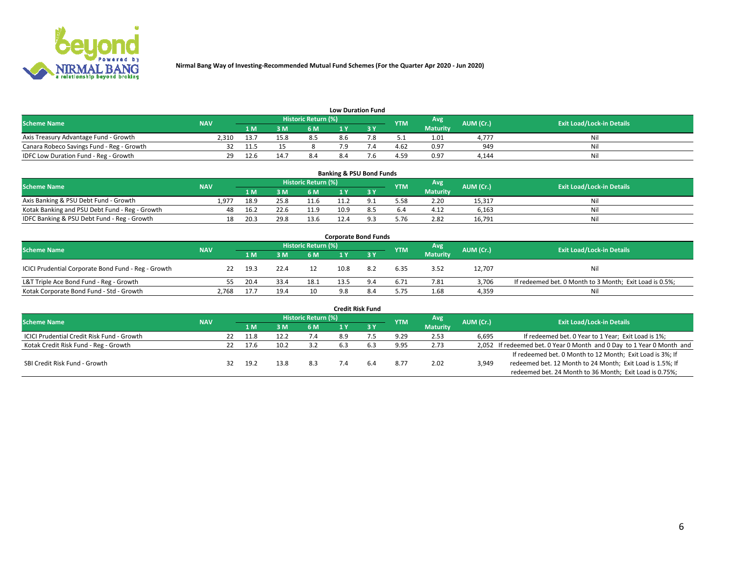**Nirmal Bang Way of Investing-Recommended Mutual Fund Schemes (For the Quarter Apr 2020 - Jun 2020)**

### Low Duration Fund

| Scheme Name | NAV | Historic Return (%) | | | | | YTM | Avg Maturity | AUM (Cr.) | Exit Load/Lock-in Details |
|---|---|---|---|---|---|---|---|---|---|---|
| | | 1 M | 3 M | 6 M | 1 Y | 3 Y | | | | |
| Axis Treasury Advantage Fund - Growth | 2,310 | 13.7 | 15.8 | 8.5 | 8.6 | 7.8 | 5.1 | 1.01 | 4,777 | Nil |
| Canara Robeco Savings Fund - Reg - Growth | 32 | 11.5 | 15 | 8 | 7.9 | 7.4 | 4.62 | 0.97 | 949 | Nil |
| IDFC Low Duration Fund - Reg - Growth | 29 | 12.6 | 14.7 | 8.4 | 8.4 | 7.6 | 4.59 | 0.97 | 4,144 | Nil |

### Banking & PSU Bond Funds

| Scheme Name | NAV | Historic Return (%) | | | | | YTM | Avg Maturity | AUM (Cr.) | Exit Load/Lock-in Details |
|---|---|---|---|---|---|---|---|---|---|---|
| | | 1 M | 3 M | 6 M | 1 Y | 3 Y | | | | |
| Axis Banking & PSU Debt Fund - Growth | 1,977 | 18.9 | 25.8 | 11.6 | 11.2 | 9.1 | 5.58 | 2.20 | 15,317 | Nil |
| Kotak Banking and PSU Debt Fund - Reg - Growth | 48 | 16.2 | 22.6 | 11.9 | 10.9 | 8.5 | 6.4 | 4.12 | 6,163 | Nil |
| IDFC Banking & PSU Debt Fund - Reg - Growth | 18 | 20.3 | 29.8 | 13.6 | 12.4 | 9.3 | 5.76 | 2.82 | 16,791 | Nil |

### Corporate Bond Funds

| Scheme Name | NAV | Historic Return (%) | | | | | YTM | Avg Maturity | AUM (Cr.) | Exit Load/Lock-in Details |
|---|---|---|---|---|---|---|---|---|---|---|
| | | 1 M | 3 M | 6 M | 1 Y | 3 Y | | | | |
| ICICI Prudential Corporate Bond Fund - Reg - Growth | 22 | 19.3 | 22.4 | 12 | 10.8 | 8.2 | 6.35 | 3.52 | 12,707 | Nil |
| L&T Triple Ace Bond Fund - Reg - Growth | 55 | 20.4 | 33.4 | 18.1 | 13.5 | 9.4 | 6.71 | 7.81 | 3,706 | If redeemed bet. 0 Month to 3 Month; Exit Load is 0.5%; |
| Kotak Corporate Bond Fund - Std - Growth | 2,768 | 17.7 | 19.4 | 10 | 9.8 | 8.4 | 5.75 | 1.68 | 4,359 | Nil |

### Credit Risk Fund

| Scheme Name | NAV | Historic Return (%) | | | | | YTM | Avg Maturity | AUM (Cr.) | Exit Load/Lock-in Details |
|---|---|---|---|---|---|---|---|---|---|---|
| | | 1 M | 3 M | 6 M | 1 Y | 3 Y | | | | |
| ICICI Prudential Credit Risk Fund - Growth | 22 | 11.8 | 12.2 | 7.4 | 8.9 | 7.5 | 9.29 | 2.53 | 6,695 | If redeemed bet. 0 Year to 1 Year; Exit Load is 1%; |
| Kotak Credit Risk Fund - Reg - Growth | 22 | 17.6 | 10.2 | 3.2 | 6.3 | 6.3 | 9.95 | 2.73 | 2,052 | If redeemed bet. 0 Year 0 Month and 0 Day to 1 Year 0 Month and |
| SBI Credit Risk Fund - Growth | 32 | 19.2 | 13.8 | 8.3 | 7.4 | 6.4 | 8.77 | 2.02 | 3,949 | If redeemed bet. 0 Month to 12 Month; Exit Load is 3%; If redeemed bet. 12 Month to 24 Month; Exit Load is 1.5%; If redeemed bet. 24 Month to 36 Month; Exit Load is 0.75%; |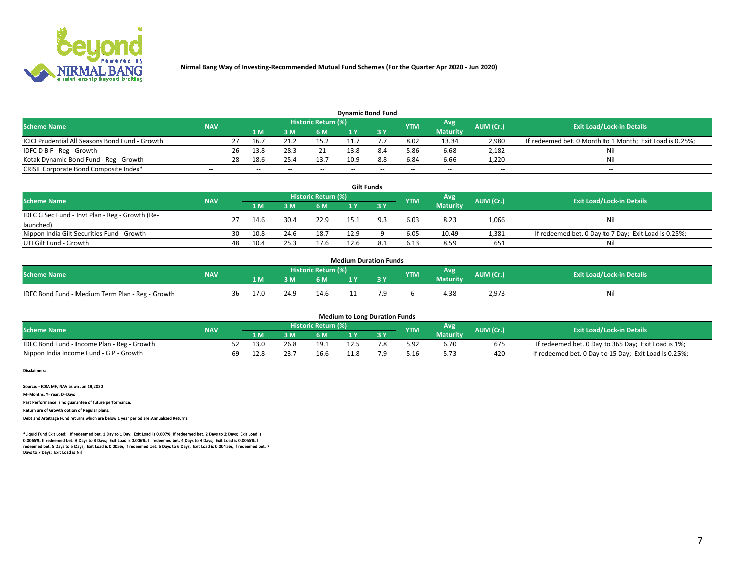Nirmal Bang Way of Investing-Recommended Mutual Fund Schemes (For the Quarter Apr 2020 - Jun 2020)

### Dynamic Bond Fund

| Scheme Name | NAV | Historic Return (%) | | | | | YTM | Avg Maturity | AUM (Cr.) | Exit Load/Lock-in Details |
|---|---|---|---|---|---|---|---|---|---|---|
| | | 1 M | 3 M | 6 M | 1 Y | 3 Y | | | | |
| ICICI Prudential All Seasons Bond Fund - Growth | 27 | 16.7 | 21.2 | 15.2 | 11.7 | 7.7 | 8.02 | 13.34 | 2,980 | If redeemed bet. 0 Month to 1 Month; Exit Load is 0.25%; |
| IDFC D B F - Reg - Growth | 26 | 13.8 | 28.3 | 21 | 13.8 | 8.4 | 5.86 | 6.68 | 2,182 | Nil |
| Kotak Dynamic Bond Fund - Reg - Growth | 28 | 18.6 | 25.4 | 13.7 | 10.9 | 8.8 | 6.84 | 6.66 | 1,220 | Nil |
| CRISIL Corporate Bond Composite Index* | -- | -- | -- | -- | -- | -- | -- | -- | -- | -- |

### Gilt Funds

| Scheme Name | NAV | Historic Return (%) | | | | | YTM | Avg Maturity | AUM (Cr.) | Exit Load/Lock-in Details |
|---|---|---|---|---|---|---|---|---|---|---|
| | | 1 M | 3 M | 6 M | 1 Y | 3 Y | | | | |
| IDFC G Sec Fund - Invt Plan - Reg - Growth (Re-launched) | 27 | 14.6 | 30.4 | 22.9 | 15.1 | 9.3 | 6.03 | 8.23 | 1,066 | Nil |
| Nippon India Gilt Securities Fund - Growth | 30 | 10.8 | 24.6 | 18.7 | 12.9 | 9 | 6.05 | 10.49 | 1,381 | If redeemed bet. 0 Day to 7 Day; Exit Load is 0.25%; |
| UTI Gilt Fund - Growth | 48 | 10.4 | 25.3 | 17.6 | 12.6 | 8.1 | 6.13 | 8.59 | 651 | Nil |

### Medium Duration Funds

| Scheme Name | NAV | Historic Return (%) | | | | | YTM | Avg Maturity | AUM (Cr.) | Exit Load/Lock-in Details |
|---|---|---|---|---|---|---|---|---|---|---|
| | | 1 M | 3 M | 6 M | 1 Y | 3 Y | | | | |
| IDFC Bond Fund - Medium Term Plan - Reg - Growth | 36 | 17.0 | 24.9 | 14.6 | 11 | 7.9 | 6 | 4.38 | 2,973 | Nil |

### Medium to Long Duration Funds

| Scheme Name | NAV | Historic Return (%) | | | | | YTM | Avg Maturity | AUM (Cr.) | Exit Load/Lock-in Details |
|---|---|---|---|---|---|---|---|---|---|---|
| | | 1 M | 3 M | 6 M | 1 Y | 3 Y | | | | |
| IDFC Bond Fund - Income Plan - Reg - Growth | 52 | 13.0 | 26.8 | 19.1 | 12.5 | 7.8 | 5.92 | 6.70 | 675 | If redeemed bet. 0 Day to 365 Day; Exit Load is 1%; |
| Nippon India Income Fund - G P - Growth | 69 | 12.8 | 23.7 | 16.6 | 11.8 | 7.9 | 5.16 | 5.73 | 420 | If redeemed bet. 0 Day to 15 Day; Exit Load is 0.25%; |

Disclaimers:

Source: - ICRA MF, NAV as on Jun 19,2020

M=Months, Y=Year, D=Days

Past Performance is no guarantee of future performance.

Return are of Growth option of Regular plans.

Debt and Arbitrage Fund returns which are below 1 year period are Annualized Returns.

*Liquid Fund Exit Load: If redeemed bet. 1 Day to 1 Day; Exit Load is 0.007%, If redeemed bet. 2 Days to 2 Days; Exit Load is 0.0065%, If redeemed bet. 3 Days to 3 Days; Exit Load is 0.006%, If redeemed bet. 4 Days to 4 Days; Exit Load is 0.0055%, If redeemed bet. 5 Days to 5 Days; Exit Load is 0.005%, If redeemed bet. 6 Days to 6 Days; Exit Load is 0.0045%, If redeemed bet. 7 Days to 7 Days; Exit Load is Nil